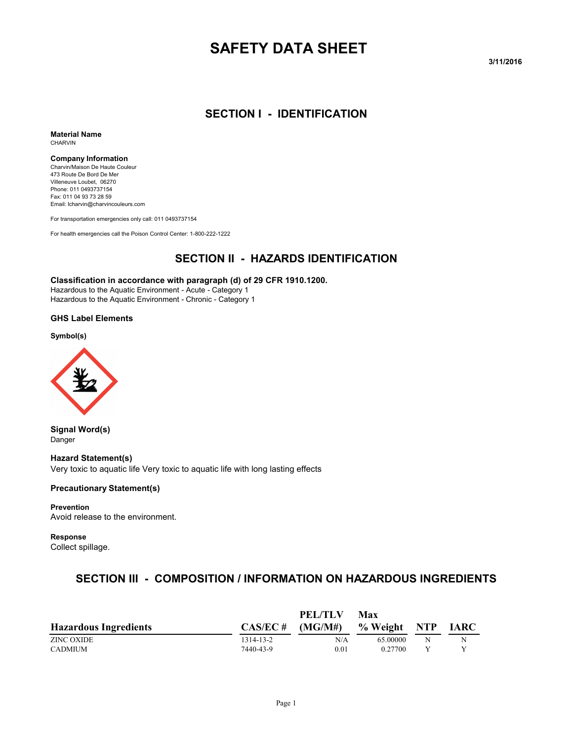# SAFETY DATA SHEET

3/11/2016

## SECTION I - IDENTIFICATION

**Material Name**
CHARVIN

**Company Information**
Charvin/Maison De Haute Couleur
473 Route De Bord De Mer
Villeneuve Loubet, 06270
Phone: 011 0493737154
Fax: 011 04 93 73 28 59
Email: lcharvin@charvincouleurs.com

For transportation emergencies only call: 011 0493737154

For health emergencies call the Poison Control Center: 1-800-222-1222

## SECTION II - HAZARDS IDENTIFICATION

**Classification in accordance with paragraph (d) of 29 CFR 1910.1200.**
Hazardous to the Aquatic Environment - Acute - Category 1
Hazardous to the Aquatic Environment - Chronic - Category 1

### GHS Label Elements

**Symbol(s)**

**Signal Word(s)**
Danger

**Hazard Statement(s)**
Very toxic to aquatic life Very toxic to aquatic life with long lasting effects

**Precautionary Statement(s)**

**Prevention**
Avoid release to the environment.

**Response**
Collect spillage.

## SECTION III - COMPOSITION / INFORMATION ON HAZARDOUS INGREDIENTS

| Hazardous Ingredients | CAS/EC # | PEL/TLV (MG/M#) | Max % Weight | NTP | IARC |
|---|---|---|---|---|---|
| ZINC OXIDE | 1314-13-2 | N/A | 65.00000 | N | N |
| CADMIUM | 7440-43-9 | 0.01 | 0.27700 | Y | Y |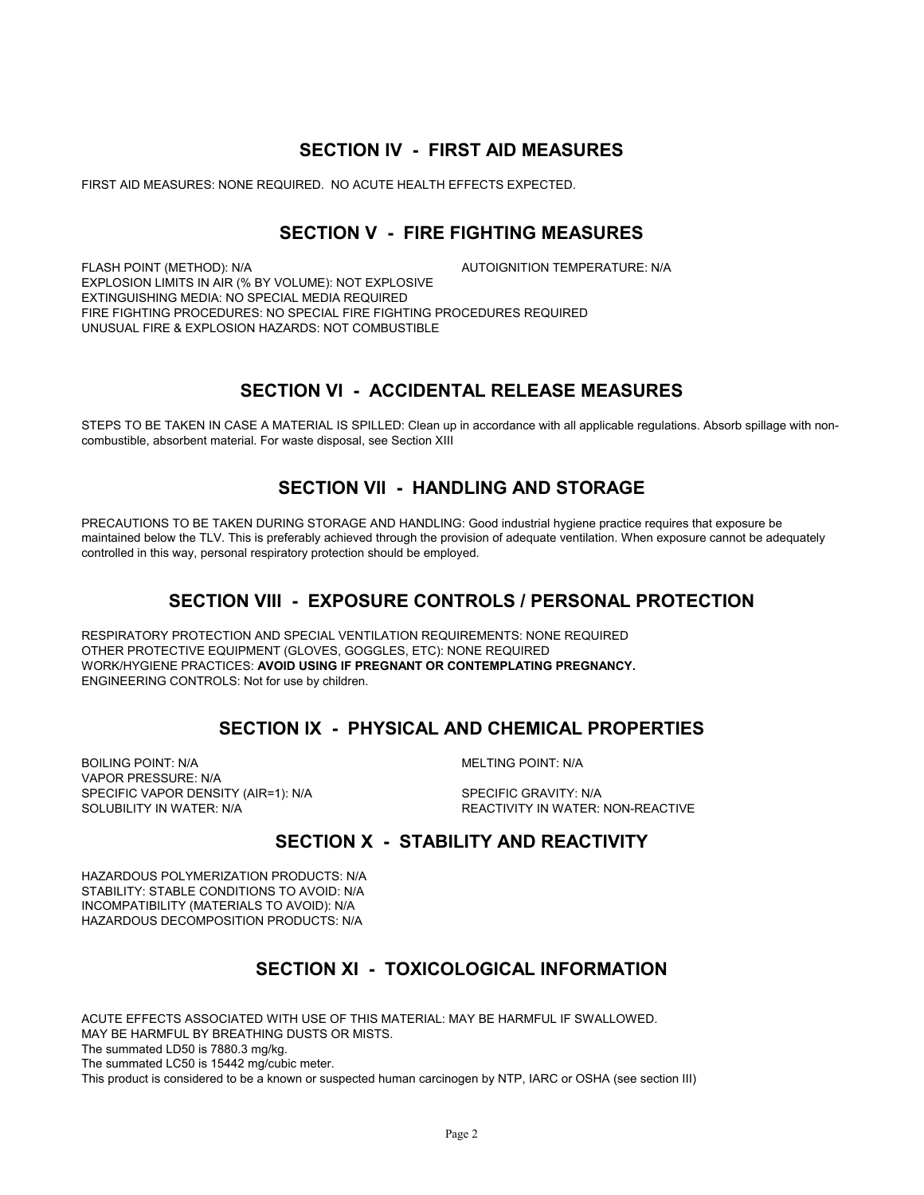## SECTION IV - FIRST AID MEASURES

FIRST AID MEASURES: NONE REQUIRED. NO ACUTE HEALTH EFFECTS EXPECTED.

## SECTION V - FIRE FIGHTING MEASURES

FLASH POINT (METHOD): N/A

AUTOIGNITION TEMPERATURE: N/A

EXPLOSION LIMITS IN AIR (% BY VOLUME): NOT EXPLOSIVE

EXTINGUISHING MEDIA: NO SPECIAL MEDIA REQUIRED

FIRE FIGHTING PROCEDURES: NO SPECIAL FIRE FIGHTING PROCEDURES REQUIRED

UNUSUAL FIRE & EXPLOSION HAZARDS: NOT COMBUSTIBLE

## SECTION VI - ACCIDENTAL RELEASE MEASURES

STEPS TO BE TAKEN IN CASE A MATERIAL IS SPILLED: Clean up in accordance with all applicable regulations. Absorb spillage with non-combustible, absorbent material. For waste disposal, see Section XIII

## SECTION VII - HANDLING AND STORAGE

PRECAUTIONS TO BE TAKEN DURING STORAGE AND HANDLING: Good industrial hygiene practice requires that exposure be maintained below the TLV. This is preferably achieved through the provision of adequate ventilation. When exposure cannot be adequately controlled in this way, personal respiratory protection should be employed.

## SECTION VIII - EXPOSURE CONTROLS / PERSONAL PROTECTION

RESPIRATORY PROTECTION AND SPECIAL VENTILATION REQUIREMENTS: NONE REQUIRED

OTHER PROTECTIVE EQUIPMENT (GLOVES, GOGGLES, ETC): NONE REQUIRED

WORK/HYGIENE PRACTICES: **AVOID USING IF PREGNANT OR CONTEMPLATING PREGNANCY.**

ENGINEERING CONTROLS: Not for use by children.

## SECTION IX - PHYSICAL AND CHEMICAL PROPERTIES

BOILING POINT: N/A

MELTING POINT: N/A

VAPOR PRESSURE: N/A

SPECIFIC VAPOR DENSITY (AIR=1): N/A

SPECIFIC GRAVITY: N/A

SOLUBILITY IN WATER: N/A

REACTIVITY IN WATER: NON-REACTIVE

## SECTION X - STABILITY AND REACTIVITY

HAZARDOUS POLYMERIZATION PRODUCTS: N/A

STABILITY: STABLE CONDITIONS TO AVOID: N/A

INCOMPATIBILITY (MATERIALS TO AVOID): N/A

HAZARDOUS DECOMPOSITION PRODUCTS: N/A

## SECTION XI - TOXICOLOGICAL INFORMATION

ACUTE EFFECTS ASSOCIATED WITH USE OF THIS MATERIAL: MAY BE HARMFUL IF SWALLOWED.

MAY BE HARMFUL BY BREATHING DUSTS OR MISTS.

The summated LD50 is 7880.3 mg/kg.

The summated LC50 is 15442 mg/cubic meter.

This product is considered to be a known or suspected human carcinogen by NTP, IARC or OSHA (see section III)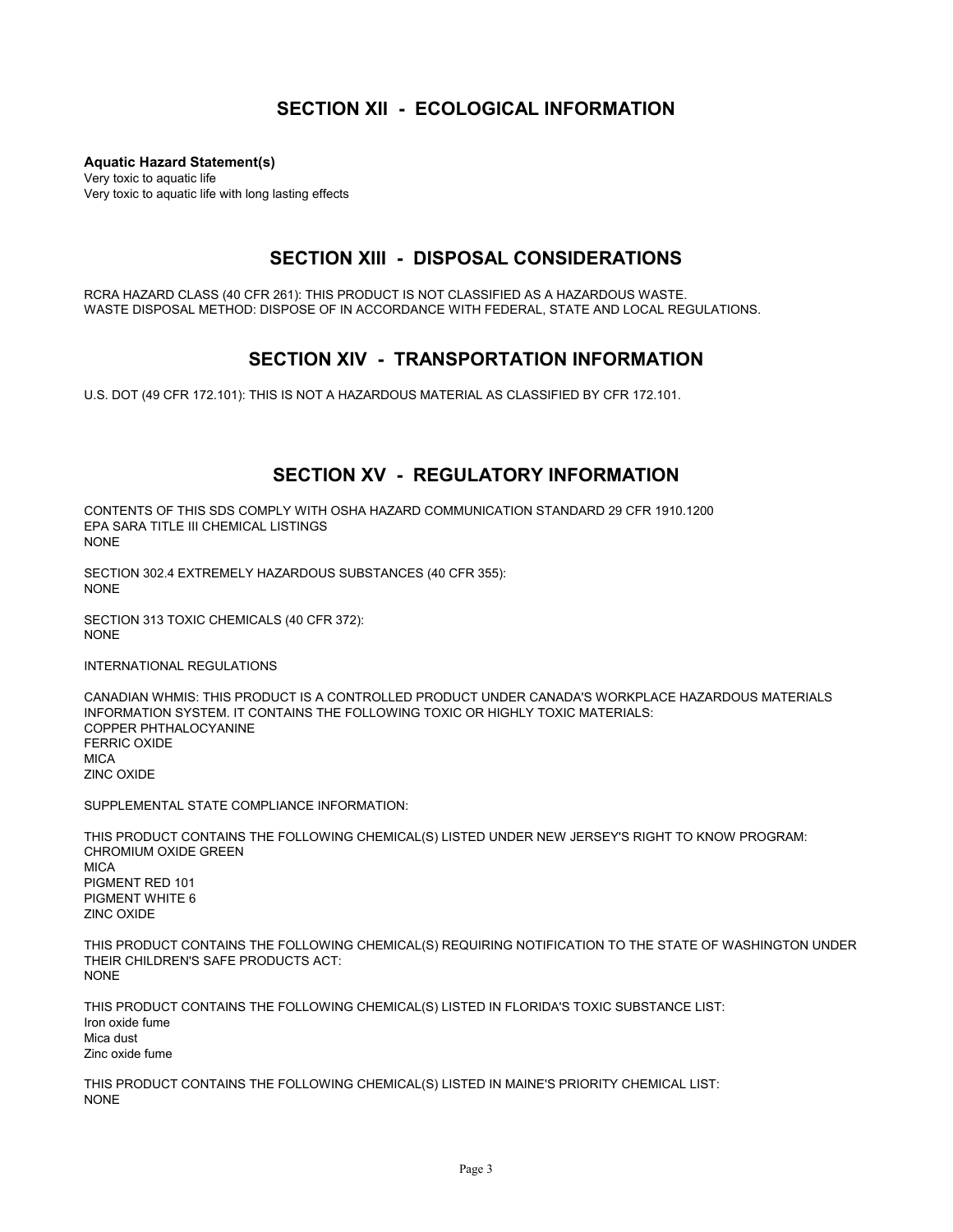## SECTION XII - ECOLOGICAL INFORMATION

**Aquatic Hazard Statement(s)**

Very toxic to aquatic life
Very toxic to aquatic life with long lasting effects

## SECTION XIII - DISPOSAL CONSIDERATIONS

RCRA HAZARD CLASS (40 CFR 261): THIS PRODUCT IS NOT CLASSIFIED AS A HAZARDOUS WASTE.
WASTE DISPOSAL METHOD: DISPOSE OF IN ACCORDANCE WITH FEDERAL, STATE AND LOCAL REGULATIONS.

## SECTION XIV - TRANSPORTATION INFORMATION

U.S. DOT (49 CFR 172.101): THIS IS NOT A HAZARDOUS MATERIAL AS CLASSIFIED BY CFR 172.101.

## SECTION XV - REGULATORY INFORMATION

CONTENTS OF THIS SDS COMPLY WITH OSHA HAZARD COMMUNICATION STANDARD 29 CFR 1910.1200
EPA SARA TITLE III CHEMICAL LISTINGS
NONE

SECTION 302.4 EXTREMELY HAZARDOUS SUBSTANCES (40 CFR 355):
NONE

SECTION 313 TOXIC CHEMICALS (40 CFR 372):
NONE

INTERNATIONAL REGULATIONS

CANADIAN WHMIS: THIS PRODUCT IS A CONTROLLED PRODUCT UNDER CANADA'S WORKPLACE HAZARDOUS MATERIALS INFORMATION SYSTEM. IT CONTAINS THE FOLLOWING TOXIC OR HIGHLY TOXIC MATERIALS:
COPPER PHTHALOCYANINE
FERRIC OXIDE
MICA
ZINC OXIDE

SUPPLEMENTAL STATE COMPLIANCE INFORMATION:

THIS PRODUCT CONTAINS THE FOLLOWING CHEMICAL(S) LISTED UNDER NEW JERSEY'S RIGHT TO KNOW PROGRAM:
CHROMIUM OXIDE GREEN
MICA
PIGMENT RED 101
PIGMENT WHITE 6
ZINC OXIDE

THIS PRODUCT CONTAINS THE FOLLOWING CHEMICAL(S) REQUIRING NOTIFICATION TO THE STATE OF WASHINGTON UNDER THEIR CHILDREN'S SAFE PRODUCTS ACT:
NONE

THIS PRODUCT CONTAINS THE FOLLOWING CHEMICAL(S) LISTED IN FLORIDA'S TOXIC SUBSTANCE LIST:
Iron oxide fume
Mica dust
Zinc oxide fume

THIS PRODUCT CONTAINS THE FOLLOWING CHEMICAL(S) LISTED IN MAINE'S PRIORITY CHEMICAL LIST:
NONE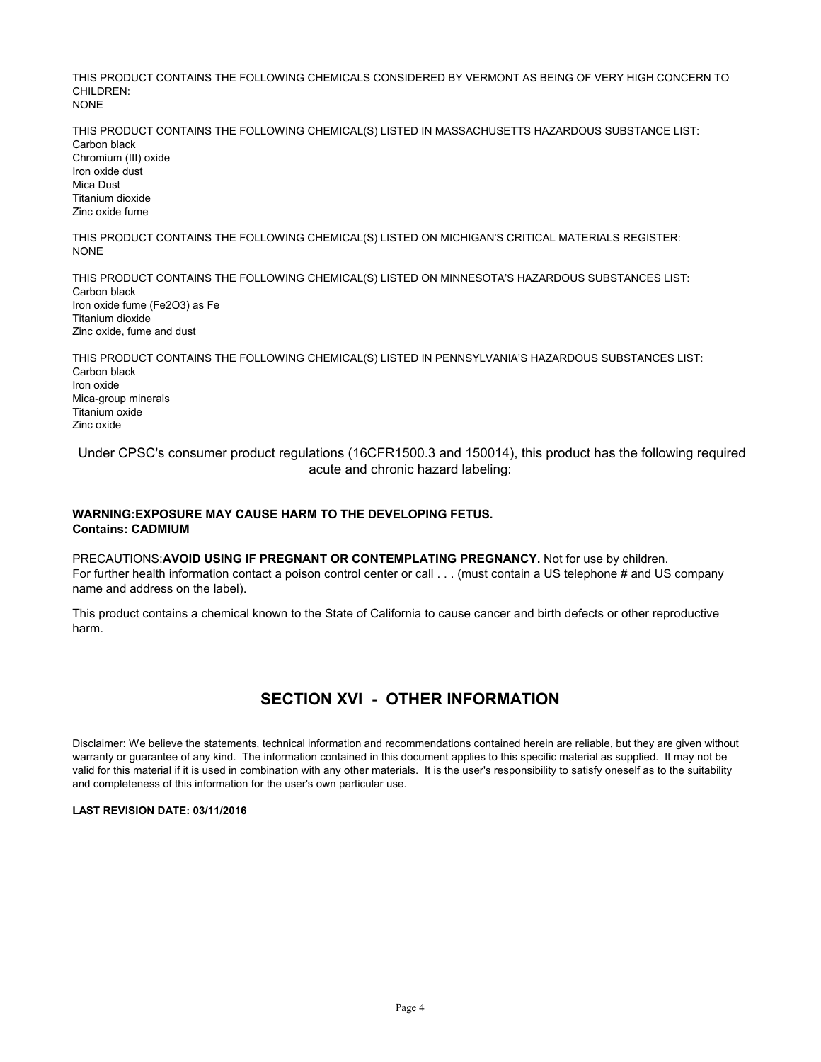THIS PRODUCT CONTAINS THE FOLLOWING CHEMICALS CONSIDERED BY VERMONT AS BEING OF VERY HIGH CONCERN TO CHILDREN:
NONE

THIS PRODUCT CONTAINS THE FOLLOWING CHEMICAL(S) LISTED IN MASSACHUSETTS HAZARDOUS SUBSTANCE LIST:
Carbon black
Chromium (III) oxide
Iron oxide dust
Mica Dust
Titanium dioxide
Zinc oxide fume

THIS PRODUCT CONTAINS THE FOLLOWING CHEMICAL(S) LISTED ON MICHIGAN'S CRITICAL MATERIALS REGISTER:
NONE

THIS PRODUCT CONTAINS THE FOLLOWING CHEMICAL(S) LISTED ON MINNESOTA'S HAZARDOUS SUBSTANCES LIST:
Carbon black
Iron oxide fume ($Fe_2O_3$) as Fe
Titanium dioxide
Zinc oxide, fume and dust

THIS PRODUCT CONTAINS THE FOLLOWING CHEMICAL(S) LISTED IN PENNSYLVANIA'S HAZARDOUS SUBSTANCES LIST:
Carbon black
Iron oxide
Mica-group minerals
Titanium oxide
Zinc oxide

Under CPSC's consumer product regulations (16CFR1500.3 and 150014), this product has the following required acute and chronic hazard labeling:

**WARNING:EXPOSURE MAY CAUSE HARM TO THE DEVELOPING FETUS.**
**Contains: CADMIUM**

PRECAUTIONS:**AVOID USING IF PREGNANT OR CONTEMPLATING PREGNANCY.** Not for use by children.
For further health information contact a poison control center or call . . . (must contain a US telephone # and US company name and address on the label).

This product contains a chemical known to the State of California to cause cancer and birth defects or other reproductive harm.

## SECTION XVI - OTHER INFORMATION

Disclaimer: We believe the statements, technical information and recommendations contained herein are reliable, but they are given without warranty or guarantee of any kind. The information contained in this document applies to this specific material as supplied. It may not be valid for this material if it is used in combination with any other materials. It is the user's responsibility to satisfy oneself as to the suitability and completeness of this information for the user's own particular use.

**LAST REVISION DATE: 03/11/2016**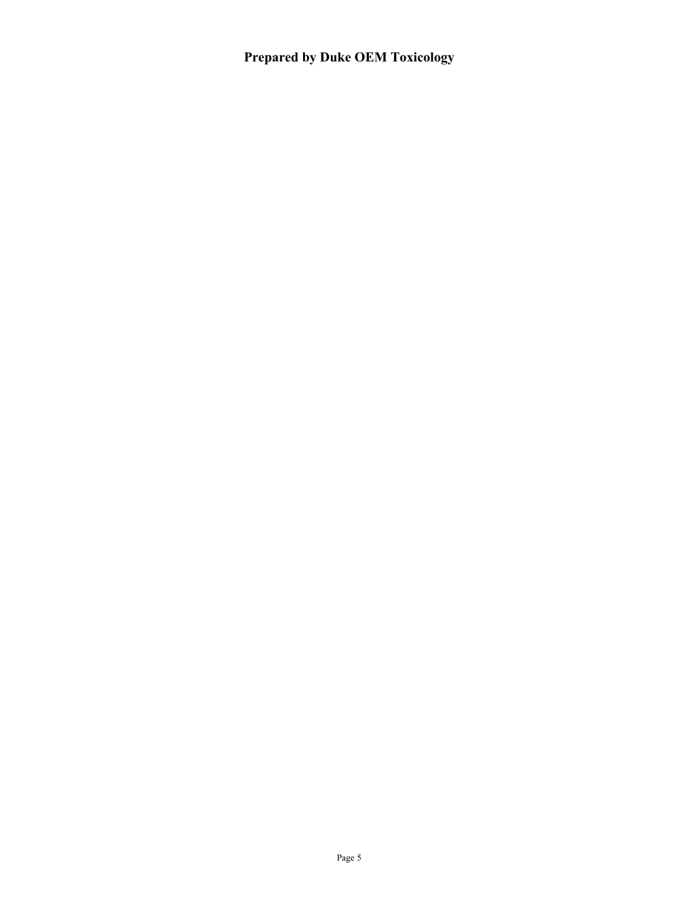**Prepared by Duke OEM Toxicology**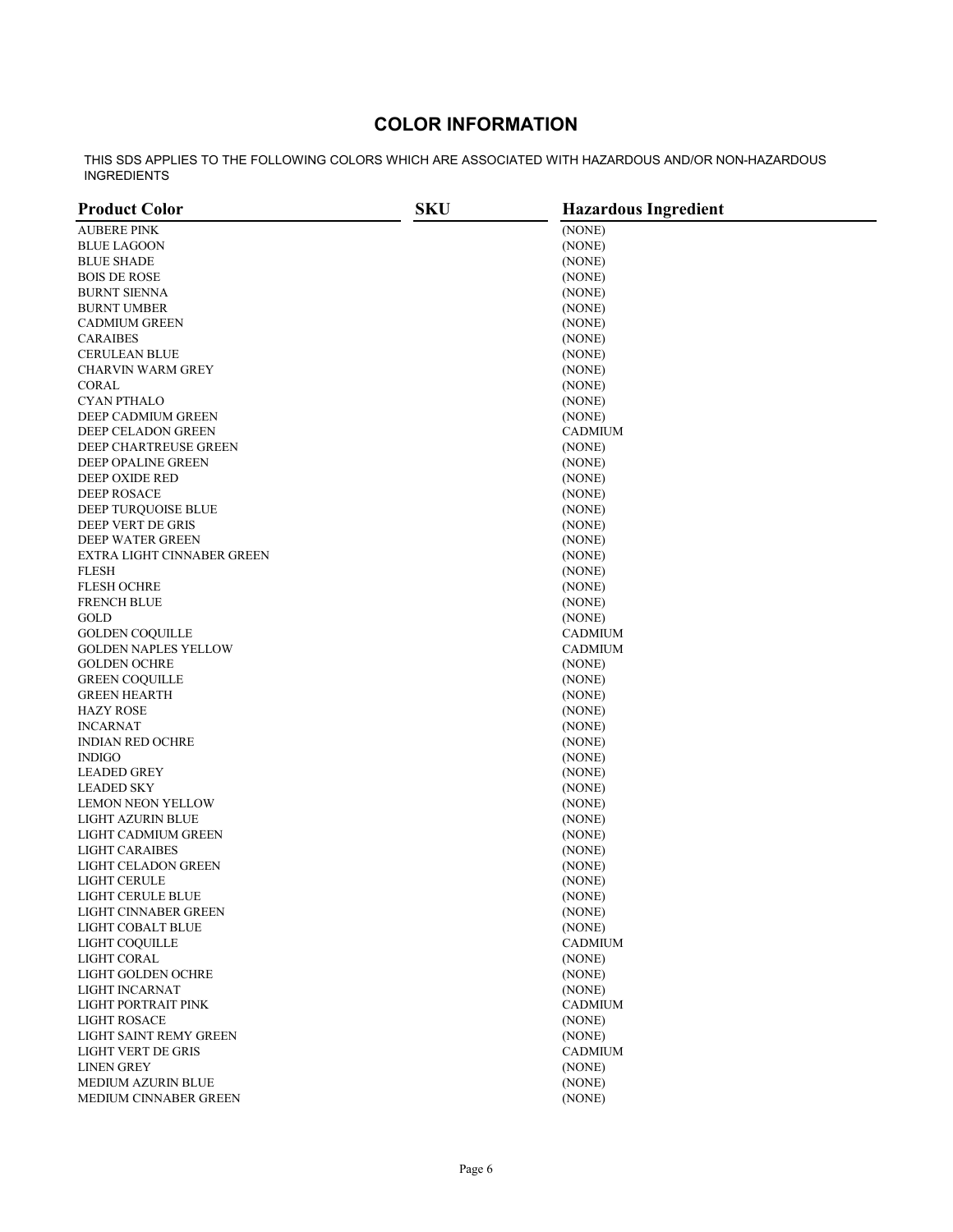## COLOR INFORMATION

THIS SDS APPLIES TO THE FOLLOWING COLORS WHICH ARE ASSOCIATED WITH HAZARDOUS AND/OR NON-HAZARDOUS INGREDIENTS

| Product Color | SKU | Hazardous Ingredient |
|---|---|---|
| AUBERE PINK | | (NONE) |
| BLUE LAGOON | | (NONE) |
| BLUE SHADE | | (NONE) |
| BOIS DE ROSE | | (NONE) |
| BURNT SIENNA | | (NONE) |
| BURNT UMBER | | (NONE) |
| CADMIUM GREEN | | (NONE) |
| CARAIBES | | (NONE) |
| CERULEAN BLUE | | (NONE) |
| CHARVIN WARM GREY | | (NONE) |
| CORAL | | (NONE) |
| CYAN PTHALO | | (NONE) |
| DEEP CADMIUM GREEN | | (NONE) |
| DEEP CELADON GREEN | | CADMIUM |
| DEEP CHARTREUSE GREEN | | (NONE) |
| DEEP OPALINE GREEN | | (NONE) |
| DEEP OXIDE RED | | (NONE) |
| DEEP ROSACE | | (NONE) |
| DEEP TURQUOISE BLUE | | (NONE) |
| DEEP VERT DE GRIS | | (NONE) |
| DEEP WATER GREEN | | (NONE) |
| EXTRA LIGHT CINNABER GREEN | | (NONE) |
| FLESH | | (NONE) |
| FLESH OCHRE | | (NONE) |
| FRENCH BLUE | | (NONE) |
| GOLD | | (NONE) |
| GOLDEN COQUILLE | | CADMIUM |
| GOLDEN NAPLES YELLOW | | CADMIUM |
| GOLDEN OCHRE | | (NONE) |
| GREEN COQUILLE | | (NONE) |
| GREEN HEARTH | | (NONE) |
| HAZY ROSE | | (NONE) |
| INCARNAT | | (NONE) |
| INDIAN RED OCHRE | | (NONE) |
| INDIGO | | (NONE) |
| LEADED GREY | | (NONE) |
| LEADED SKY | | (NONE) |
| LEMON NEON YELLOW | | (NONE) |
| LIGHT AZURIN BLUE | | (NONE) |
| LIGHT CADMIUM GREEN | | (NONE) |
| LIGHT CARAIBES | | (NONE) |
| LIGHT CELADON GREEN | | (NONE) |
| LIGHT CERULE | | (NONE) |
| LIGHT CERULE BLUE | | (NONE) |
| LIGHT CINNABER GREEN | | (NONE) |
| LIGHT COBALT BLUE | | (NONE) |
| LIGHT COQUILLE | | CADMIUM |
| LIGHT CORAL | | (NONE) |
| LIGHT GOLDEN OCHRE | | (NONE) |
| LIGHT INCARNAT | | (NONE) |
| LIGHT PORTRAIT PINK | | CADMIUM |
| LIGHT ROSACE | | (NONE) |
| LIGHT SAINT REMY GREEN | | (NONE) |
| LIGHT VERT DE GRIS | | CADMIUM |
| LINEN GREY | | (NONE) |
| MEDIUM AZURIN BLUE | | (NONE) |
| MEDIUM CINNABER GREEN | | (NONE) |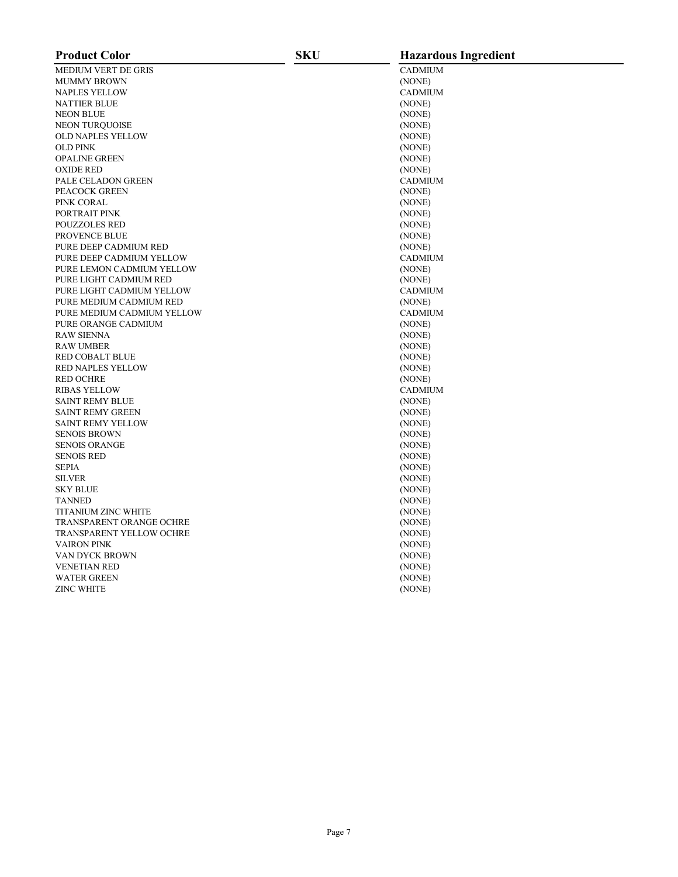| Product Color | SKU | Hazardous Ingredient |
| --- | --- | --- |
| MEDIUM VERT DE GRIS | | CADMIUM |
| MUMMY BROWN | | (NONE) |
| NAPLES YELLOW | | CADMIUM |
| NATTIER BLUE | | (NONE) |
| NEON BLUE | | (NONE) |
| NEON TURQUOISE | | (NONE) |
| OLD NAPLES YELLOW | | (NONE) |
| OLD PINK | | (NONE) |
| OPALINE GREEN | | (NONE) |
| OXIDE RED | | (NONE) |
| PALE CELADON GREEN | | CADMIUM |
| PEACOCK GREEN | | (NONE) |
| PINK CORAL | | (NONE) |
| PORTRAIT PINK | | (NONE) |
| POUZZOLES RED | | (NONE) |
| PROVENCE BLUE | | (NONE) |
| PURE DEEP CADMIUM RED | | (NONE) |
| PURE DEEP CADMIUM YELLOW | | CADMIUM |
| PURE LEMON CADMIUM YELLOW | | (NONE) |
| PURE LIGHT CADMIUM RED | | (NONE) |
| PURE LIGHT CADMIUM YELLOW | | CADMIUM |
| PURE MEDIUM CADMIUM RED | | (NONE) |
| PURE MEDIUM CADMIUM YELLOW | | CADMIUM |
| PURE ORANGE CADMIUM | | (NONE) |
| RAW SIENNA | | (NONE) |
| RAW UMBER | | (NONE) |
| RED COBALT BLUE | | (NONE) |
| RED NAPLES YELLOW | | (NONE) |
| RED OCHRE | | (NONE) |
| RIBAS YELLOW | | CADMIUM |
| SAINT REMY BLUE | | (NONE) |
| SAINT REMY GREEN | | (NONE) |
| SAINT REMY YELLOW | | (NONE) |
| SENOIS BROWN | | (NONE) |
| SENOIS ORANGE | | (NONE) |
| SENOIS RED | | (NONE) |
| SEPIA | | (NONE) |
| SILVER | | (NONE) |
| SKY BLUE | | (NONE) |
| TANNED | | (NONE) |
| TITANIUM ZINC WHITE | | (NONE) |
| TRANSPARENT ORANGE OCHRE | | (NONE) |
| TRANSPARENT YELLOW OCHRE | | (NONE) |
| VAIRON PINK | | (NONE) |
| VAN DYCK BROWN | | (NONE) |
| VENETIAN RED | | (NONE) |
| WATER GREEN | | (NONE) |
| ZINC WHITE | | (NONE) |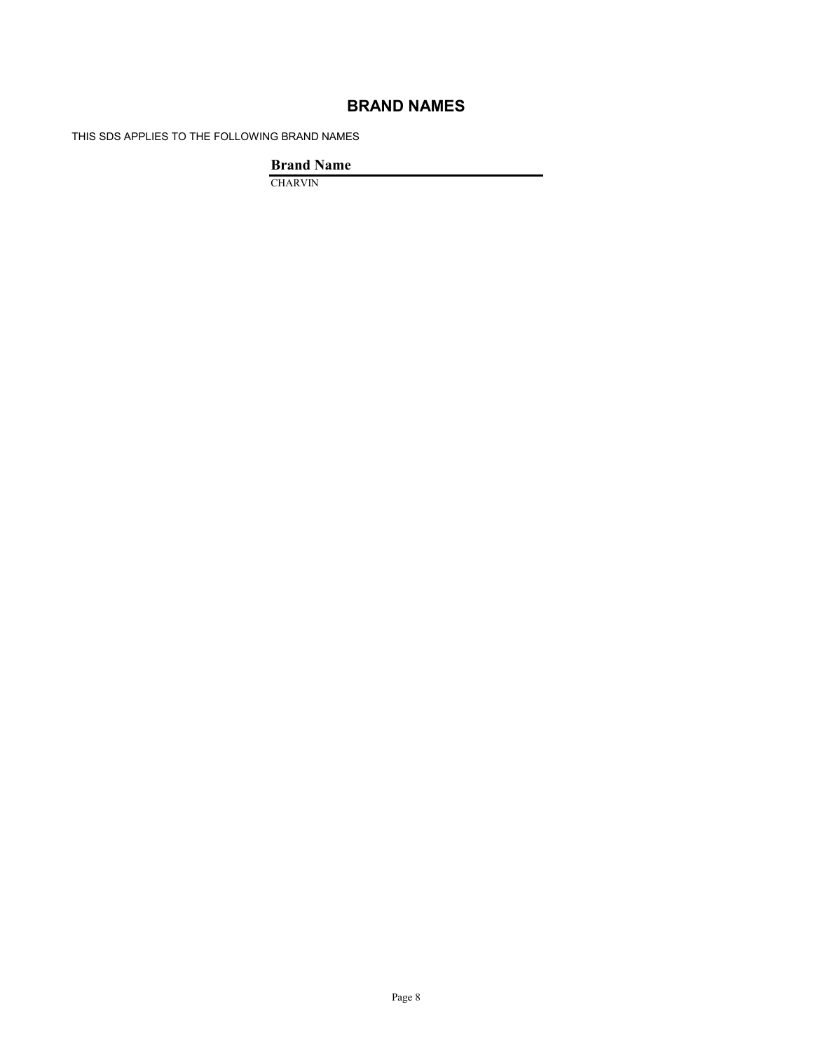# BRAND NAMES

THIS SDS APPLIES TO THE FOLLOWING BRAND NAMES

| Brand Name |
|---|
| CHARVIN |